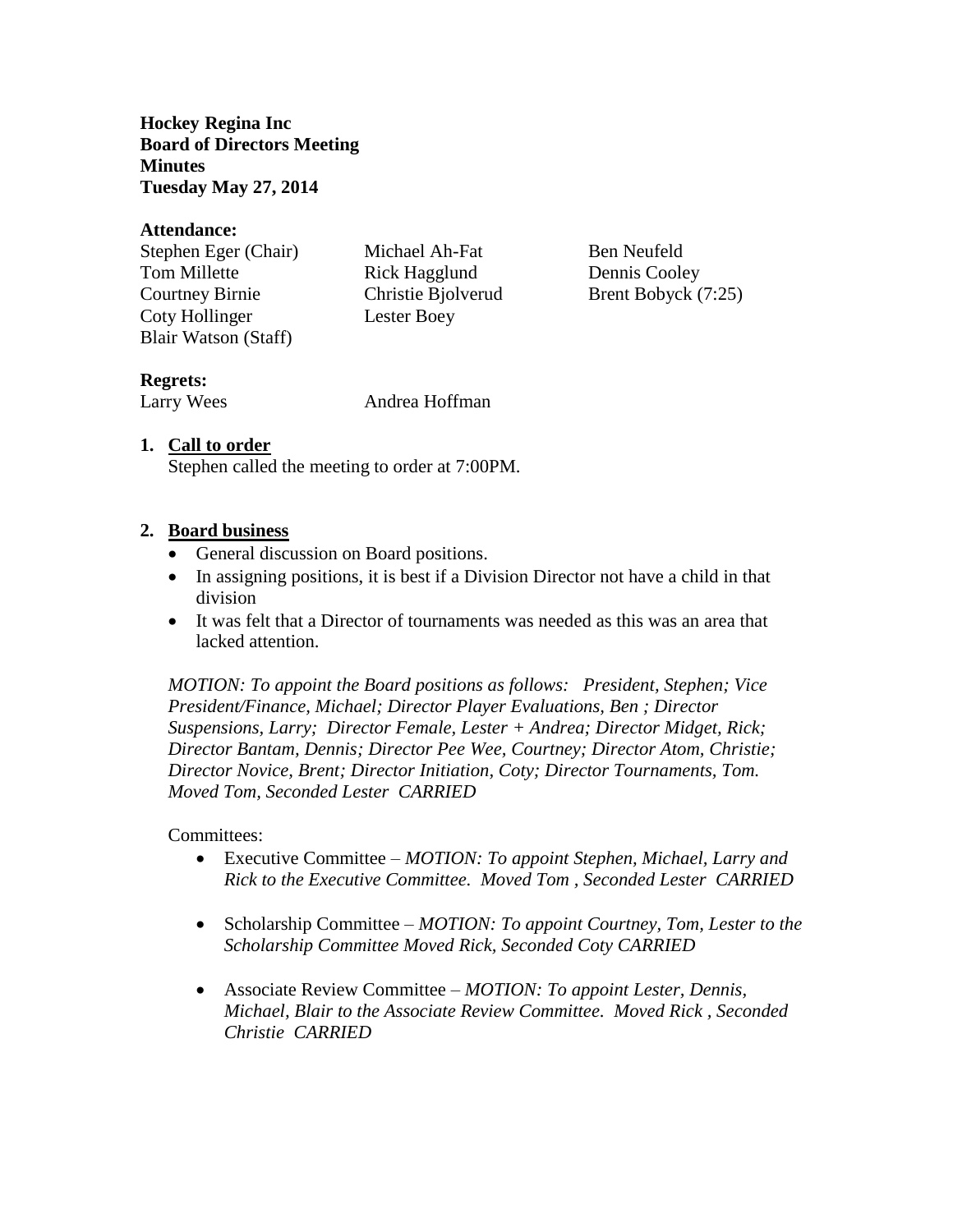**Hockey Regina Inc**
**Board of Directors Meeting**
**Minutes**
**Tuesday May 27, 2014**

**Attendance:**

Stephen Eger (Chair)
Tom Millette
Courtney Birnie
Coty Hollinger
Blair Watson (Staff)
Michael Ah-Fat
Rick Hagglund
Christie Bjolverud
Lester Boey
Ben Neufeld
Dennis Cooley
Brent Bobyck (7:25)

**Regrets:**

Larry Wees
Andrea Hoffman

1. **Call to order**

   Stephen called the meeting to order at 7:00PM.

2. **Board business**
   - General discussion on Board positions.
   - In assigning positions, it is best if a Division Director not have a child in that division
   - It was felt that a Director of tournaments was needed as this was an area that lacked attention.

   *MOTION: To appoint the Board positions as follows: President, Stephen; Vice President/Finance, Michael; Director Player Evaluations, Ben ; Director Suspensions, Larry; Director Female, Lester + Andrea; Director Midget, Rick; Director Bantam, Dennis; Director Pee Wee, Courtney; Director Atom, Christie; Director Novice, Brent; Director Initiation, Coty; Director Tournaments, Tom. Moved Tom, Seconded Lester CARRIED*

   Committees:

   - Executive Committee – *MOTION: To appoint Stephen, Michael, Larry and Rick to the Executive Committee. Moved Tom , Seconded Lester CARRIED*

   - Scholarship Committee – *MOTION: To appoint Courtney, Tom, Lester to the Scholarship Committee Moved Rick, Seconded Coty CARRIED*

   - Associate Review Committee – *MOTION: To appoint Lester, Dennis, Michael, Blair to the Associate Review Committee. Moved Rick , Seconded Christie CARRIED*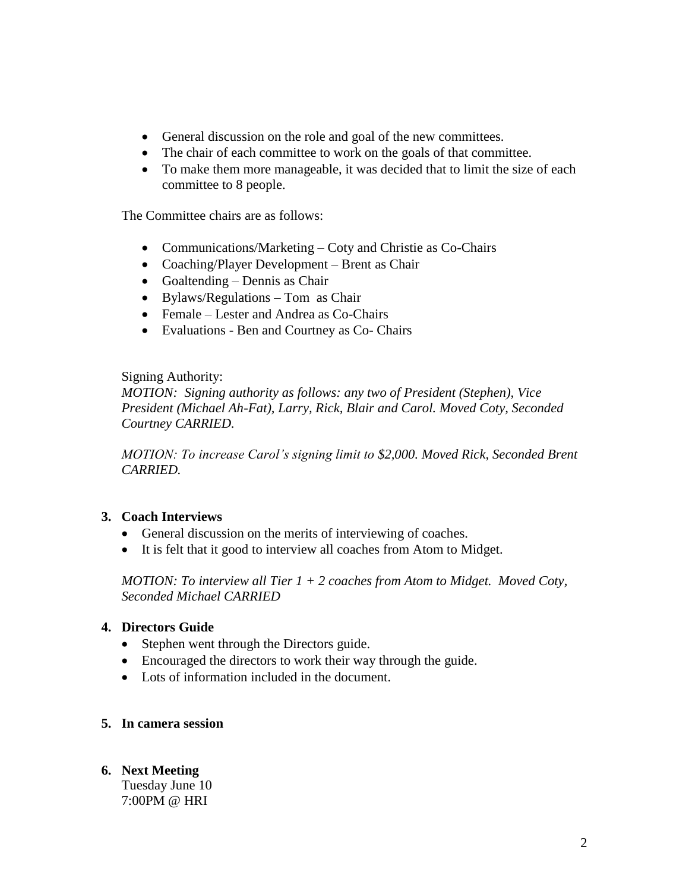- General discussion on the role and goal of the new committees.
- The chair of each committee to work on the goals of that committee.
- To make them more manageable, it was decided that to limit the size of each committee to 8 people.

The Committee chairs are as follows:

- Communications/Marketing – Coty and Christie as Co-Chairs
- Coaching/Player Development – Brent as Chair
- Goaltending – Dennis as Chair
- Bylaws/Regulations – Tom as Chair
- Female – Lester and Andrea as Co-Chairs
- Evaluations - Ben and Courtney as Co- Chairs

Signing Authority:
*MOTION: Signing authority as follows: any two of President (Stephen), Vice President (Michael Ah-Fat), Larry, Rick, Blair and Carol. Moved Coty, Seconded Courtney CARRIED.*

*MOTION: To increase Carol's signing limit to $2,000. Moved Rick, Seconded Brent CARRIED.*

**3. Coach Interviews**

- General discussion on the merits of interviewing of coaches.
- It is felt that it good to interview all coaches from Atom to Midget.

*MOTION: To interview all Tier 1 + 2 coaches from Atom to Midget. Moved Coty, Seconded Michael CARRIED*

**4. Directors Guide**

- Stephen went through the Directors guide.
- Encouraged the directors to work their way through the guide.
- Lots of information included in the document.

**5. In camera session**

**6. Next Meeting**

Tuesday June 10
7:00PM @ HRI